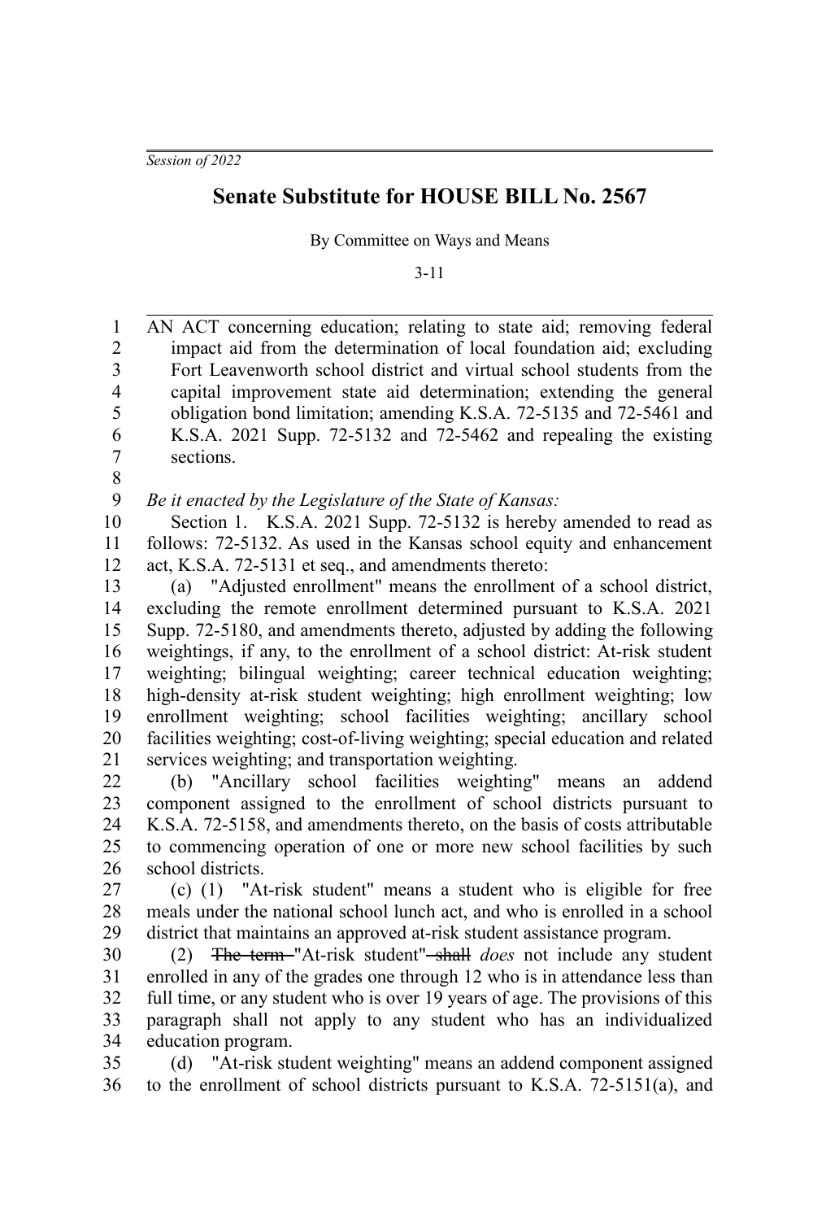*Session of 2022*

# Senate Substitute for HOUSE BILL No. 2567

By Committee on Ways and Means

3-11

AN ACT concerning education; relating to state aid; removing federal impact aid from the determination of local foundation aid; excluding Fort Leavenworth school district and virtual school students from the capital improvement state aid determination; extending the general obligation bond limitation; amending K.S.A. 72-5135 and 72-5461 and K.S.A. 2021 Supp. 72-5132 and 72-5462 and repealing the existing sections.

*Be it enacted by the Legislature of the State of Kansas:*

Section 1. K.S.A. 2021 Supp. 72-5132 is hereby amended to read as follows: 72-5132. As used in the Kansas school equity and enhancement act, K.S.A. 72-5131 et seq., and amendments thereto:

(a) "Adjusted enrollment" means the enrollment of a school district, excluding the remote enrollment determined pursuant to K.S.A. 2021 Supp. 72-5180, and amendments thereto, adjusted by adding the following weightings, if any, to the enrollment of a school district: At-risk student weighting; bilingual weighting; career technical education weighting; high-density at-risk student weighting; high enrollment weighting; low enrollment weighting; school facilities weighting; ancillary school facilities weighting; cost-of-living weighting; special education and related services weighting; and transportation weighting.

(b) "Ancillary school facilities weighting" means an addend component assigned to the enrollment of school districts pursuant to K.S.A. 72-5158, and amendments thereto, on the basis of costs attributable to commencing operation of one or more new school facilities by such school districts.

(c) (1) "At-risk student" means a student who is eligible for free meals under the national school lunch act, and who is enrolled in a school district that maintains an approved at-risk student assistance program.

(2) ~~The term~~ "At-risk student" ~~shall~~ *does* not include any student enrolled in any of the grades one through 12 who is in attendance less than full time, or any student who is over 19 years of age. The provisions of this paragraph shall not apply to any student who has an individualized education program.

(d) "At-risk student weighting" means an addend component assigned to the enrollment of school districts pursuant to K.S.A. 72-5151(a), and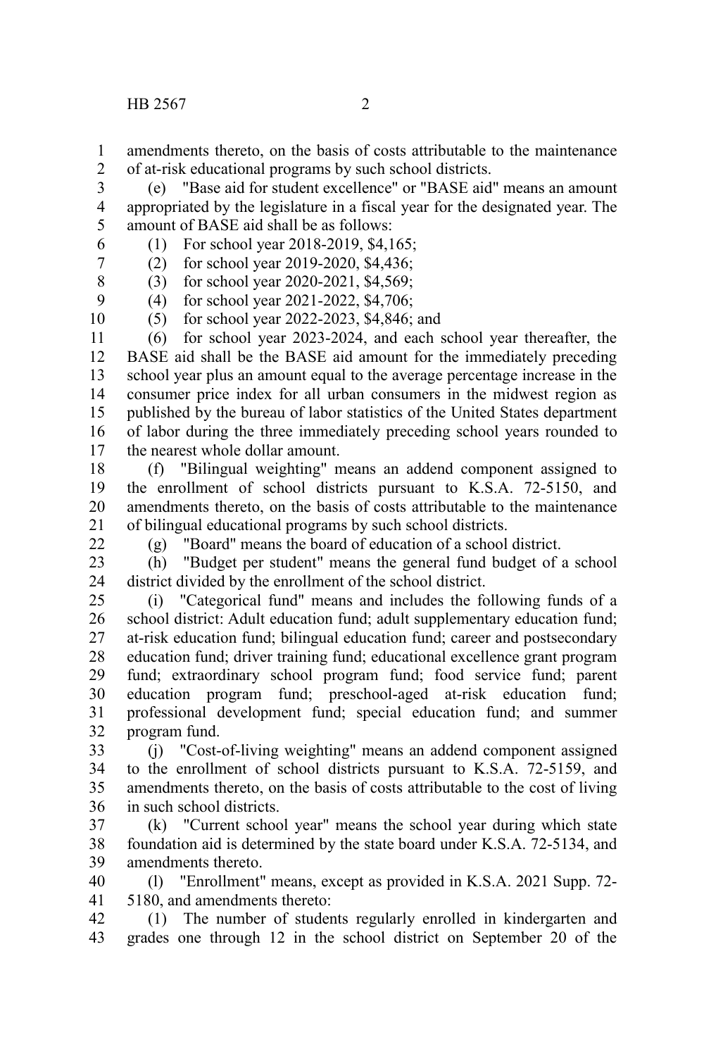amendments thereto, on the basis of costs attributable to the maintenance of at-risk educational programs by such school districts.

(e) "Base aid for student excellence" or "BASE aid" means an amount appropriated by the legislature in a fiscal year for the designated year. The amount of BASE aid shall be as follows:

(1) For school year 2018-2019, $4,165;

(2) for school year 2019-2020, $4,436;

(3) for school year 2020-2021, $4,569;

(4) for school year 2021-2022, $4,706;

(5) for school year 2022-2023, $4,846; and

(6) for school year 2023-2024, and each school year thereafter, the BASE aid shall be the BASE aid amount for the immediately preceding school year plus an amount equal to the average percentage increase in the consumer price index for all urban consumers in the midwest region as published by the bureau of labor statistics of the United States department of labor during the three immediately preceding school years rounded to the nearest whole dollar amount.

(f) "Bilingual weighting" means an addend component assigned to the enrollment of school districts pursuant to K.S.A. 72-5150, and amendments thereto, on the basis of costs attributable to the maintenance of bilingual educational programs by such school districts.

(g) "Board" means the board of education of a school district.

(h) "Budget per student" means the general fund budget of a school district divided by the enrollment of the school district.

(i) "Categorical fund" means and includes the following funds of a school district: Adult education fund; adult supplementary education fund; at-risk education fund; bilingual education fund; career and postsecondary education fund; driver training fund; educational excellence grant program fund; extraordinary school program fund; food service fund; parent education program fund; preschool-aged at-risk education fund; professional development fund; special education fund; and summer program fund.

(j) "Cost-of-living weighting" means an addend component assigned to the enrollment of school districts pursuant to K.S.A. 72-5159, and amendments thereto, on the basis of costs attributable to the cost of living in such school districts.

(k) "Current school year" means the school year during which state foundation aid is determined by the state board under K.S.A. 72-5134, and amendments thereto.

(l) "Enrollment" means, except as provided in K.S.A. 2021 Supp. 72-5180, and amendments thereto:

(1) The number of students regularly enrolled in kindergarten and grades one through 12 in the school district on September 20 of the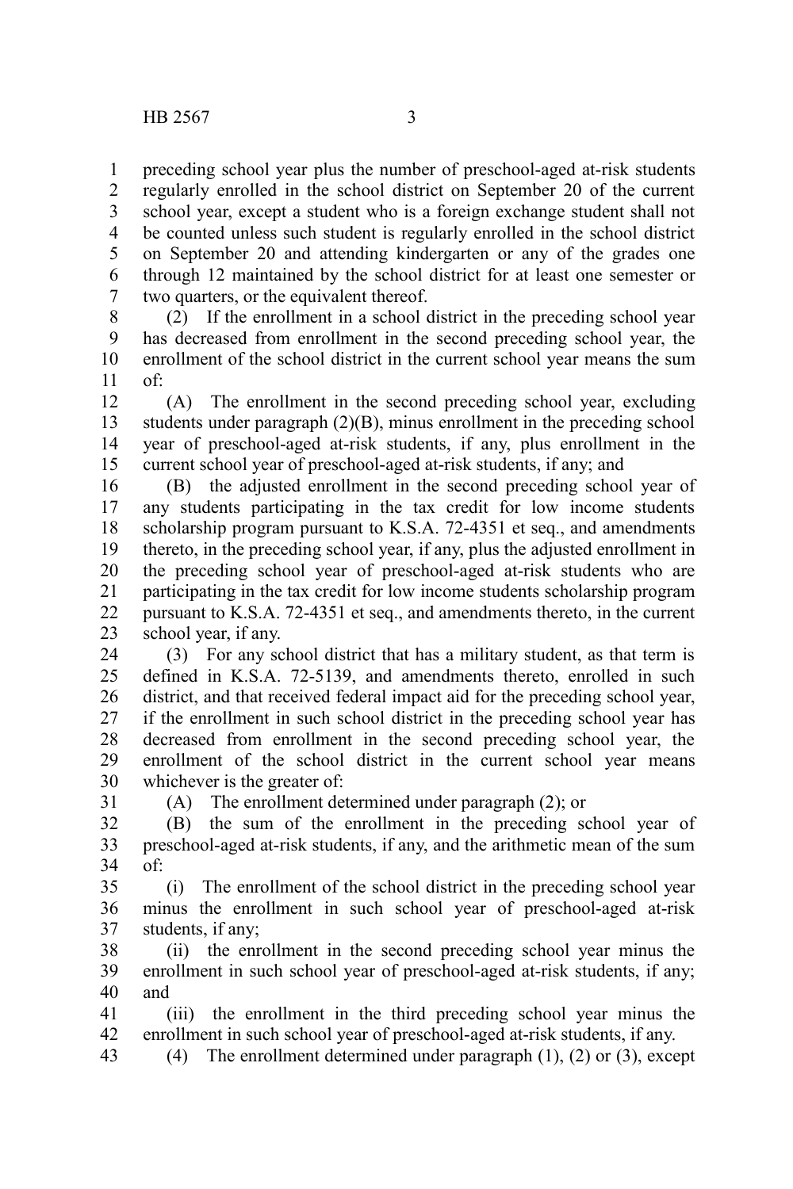preceding school year plus the number of preschool-aged at-risk students regularly enrolled in the school district on September 20 of the current school year, except a student who is a foreign exchange student shall not be counted unless such student is regularly enrolled in the school district on September 20 and attending kindergarten or any of the grades one through 12 maintained by the school district for at least one semester or two quarters, or the equivalent thereof.

(2) If the enrollment in a school district in the preceding school year has decreased from enrollment in the second preceding school year, the enrollment of the school district in the current school year means the sum of:

(A) The enrollment in the second preceding school year, excluding students under paragraph (2)(B), minus enrollment in the preceding school year of preschool-aged at-risk students, if any, plus enrollment in the current school year of preschool-aged at-risk students, if any; and

(B) the adjusted enrollment in the second preceding school year of any students participating in the tax credit for low income students scholarship program pursuant to K.S.A. 72-4351 et seq., and amendments thereto, in the preceding school year, if any, plus the adjusted enrollment in the preceding school year of preschool-aged at-risk students who are participating in the tax credit for low income students scholarship program pursuant to K.S.A. 72-4351 et seq., and amendments thereto, in the current school year, if any.

(3) For any school district that has a military student, as that term is defined in K.S.A. 72-5139, and amendments thereto, enrolled in such district, and that received federal impact aid for the preceding school year, if the enrollment in such school district in the preceding school year has decreased from enrollment in the second preceding school year, the enrollment of the school district in the current school year means whichever is the greater of:

(A) The enrollment determined under paragraph (2); or

(B) the sum of the enrollment in the preceding school year of preschool-aged at-risk students, if any, and the arithmetic mean of the sum of:

(i) The enrollment of the school district in the preceding school year minus the enrollment in such school year of preschool-aged at-risk students, if any;

(ii) the enrollment in the second preceding school year minus the enrollment in such school year of preschool-aged at-risk students, if any; and

(iii) the enrollment in the third preceding school year minus the enrollment in such school year of preschool-aged at-risk students, if any.

(4) The enrollment determined under paragraph (1), (2) or (3), except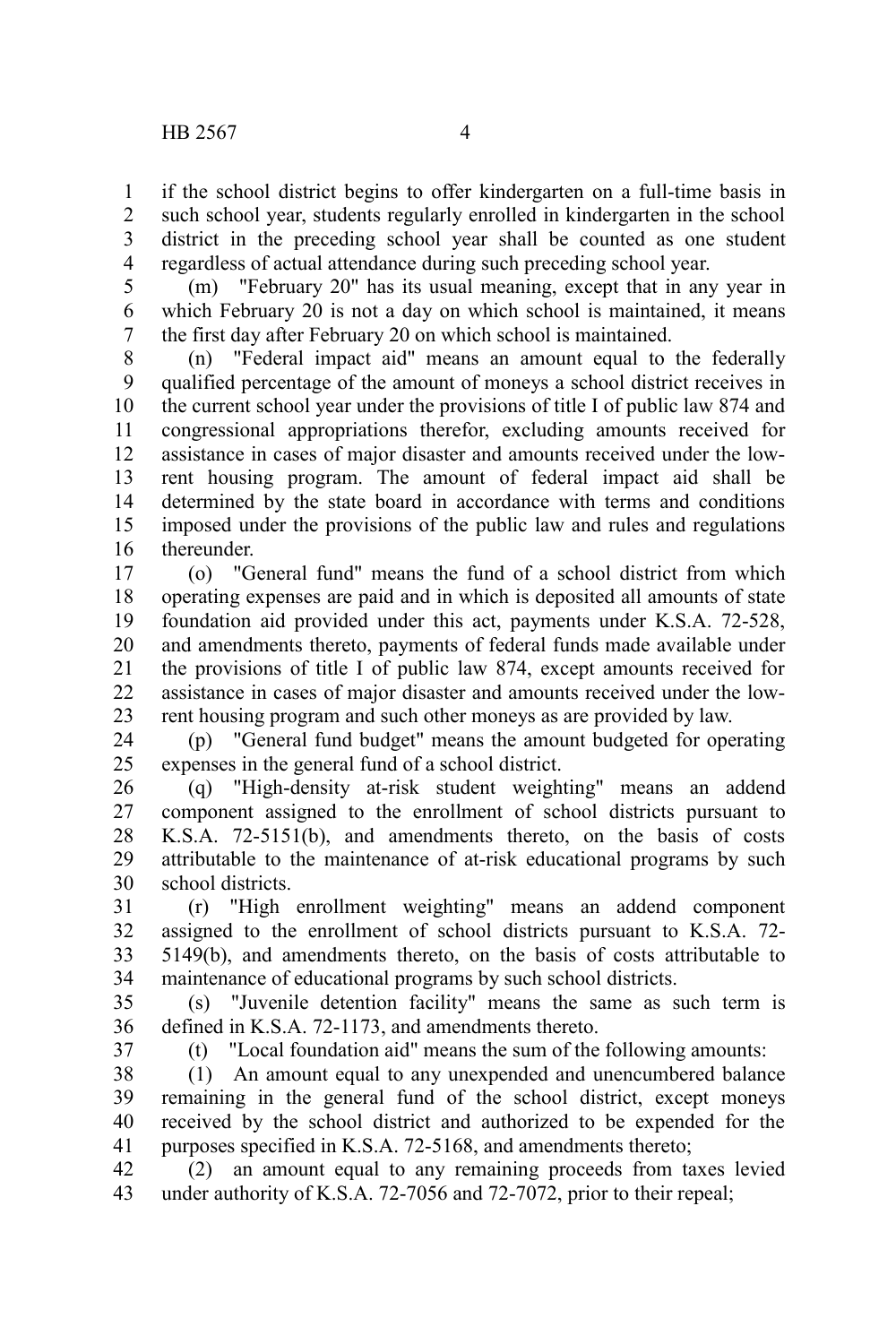if the school district begins to offer kindergarten on a full-time basis in such school year, students regularly enrolled in kindergarten in the school district in the preceding school year shall be counted as one student regardless of actual attendance during such preceding school year.

(m) "February 20" has its usual meaning, except that in any year in which February 20 is not a day on which school is maintained, it means the first day after February 20 on which school is maintained.

(n) "Federal impact aid" means an amount equal to the federally qualified percentage of the amount of moneys a school district receives in the current school year under the provisions of title I of public law 874 and congressional appropriations therefor, excluding amounts received for assistance in cases of major disaster and amounts received under the low-rent housing program. The amount of federal impact aid shall be determined by the state board in accordance with terms and conditions imposed under the provisions of the public law and rules and regulations thereunder.

(o) "General fund" means the fund of a school district from which operating expenses are paid and in which is deposited all amounts of state foundation aid provided under this act, payments under K.S.A. 72-528, and amendments thereto, payments of federal funds made available under the provisions of title I of public law 874, except amounts received for assistance in cases of major disaster and amounts received under the low-rent housing program and such other moneys as are provided by law.

(p) "General fund budget" means the amount budgeted for operating expenses in the general fund of a school district.

(q) "High-density at-risk student weighting" means an addend component assigned to the enrollment of school districts pursuant to K.S.A. 72-5151(b), and amendments thereto, on the basis of costs attributable to the maintenance of at-risk educational programs by such school districts.

(r) "High enrollment weighting" means an addend component assigned to the enrollment of school districts pursuant to K.S.A. 72-5149(b), and amendments thereto, on the basis of costs attributable to maintenance of educational programs by such school districts.

(s) "Juvenile detention facility" means the same as such term is defined in K.S.A. 72-1173, and amendments thereto.

(t) "Local foundation aid" means the sum of the following amounts:

(1) An amount equal to any unexpended and unencumbered balance remaining in the general fund of the school district, except moneys received by the school district and authorized to be expended for the purposes specified in K.S.A. 72-5168, and amendments thereto;

(2) an amount equal to any remaining proceeds from taxes levied under authority of K.S.A. 72-7056 and 72-7072, prior to their repeal;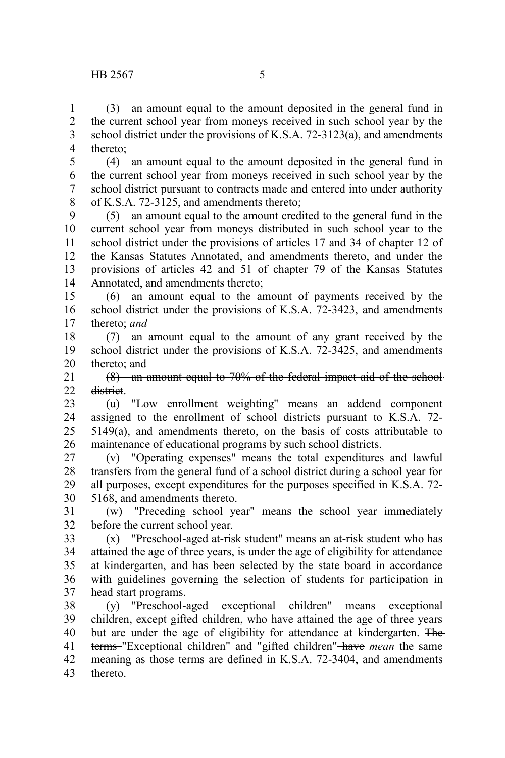(3) an amount equal to the amount deposited in the general fund in the current school year from moneys received in such school year by the school district under the provisions of K.S.A. 72-3123(a), and amendments thereto;

(4) an amount equal to the amount deposited in the general fund in the current school year from moneys received in such school year by the school district pursuant to contracts made and entered into under authority of K.S.A. 72-3125, and amendments thereto;

(5) an amount equal to the amount credited to the general fund in the current school year from moneys distributed in such school year to the school district under the provisions of articles 17 and 34 of chapter 12 of the Kansas Statutes Annotated, and amendments thereto, and under the provisions of articles 42 and 51 of chapter 79 of the Kansas Statutes Annotated, and amendments thereto;

(6) an amount equal to the amount of payments received by the school district under the provisions of K.S.A. 72-3423, and amendments thereto; *and*

(7) an amount equal to the amount of any grant received by the school district under the provisions of K.S.A. 72-3425, and amendments thereto~~; and~~

~~(8) an amount equal to 70% of the federal impact aid of the school district~~.

(u) "Low enrollment weighting" means an addend component assigned to the enrollment of school districts pursuant to K.S.A. 72-5149(a), and amendments thereto, on the basis of costs attributable to maintenance of educational programs by such school districts.

(v) "Operating expenses" means the total expenditures and lawful transfers from the general fund of a school district during a school year for all purposes, except expenditures for the purposes specified in K.S.A. 72-5168, and amendments thereto.

(w) "Preceding school year" means the school year immediately before the current school year.

(x) "Preschool-aged at-risk student" means an at-risk student who has attained the age of three years, is under the age of eligibility for attendance at kindergarten, and has been selected by the state board in accordance with guidelines governing the selection of students for participation in head start programs.

(y) "Preschool-aged exceptional children" means exceptional children, except gifted children, who have attained the age of three years but are under the age of eligibility for attendance at kindergarten. ~~The terms~~ "Exceptional children" and "gifted children" ~~have~~ *mean* the same ~~meaning~~ as those terms are defined in K.S.A. 72-3404, and amendments thereto.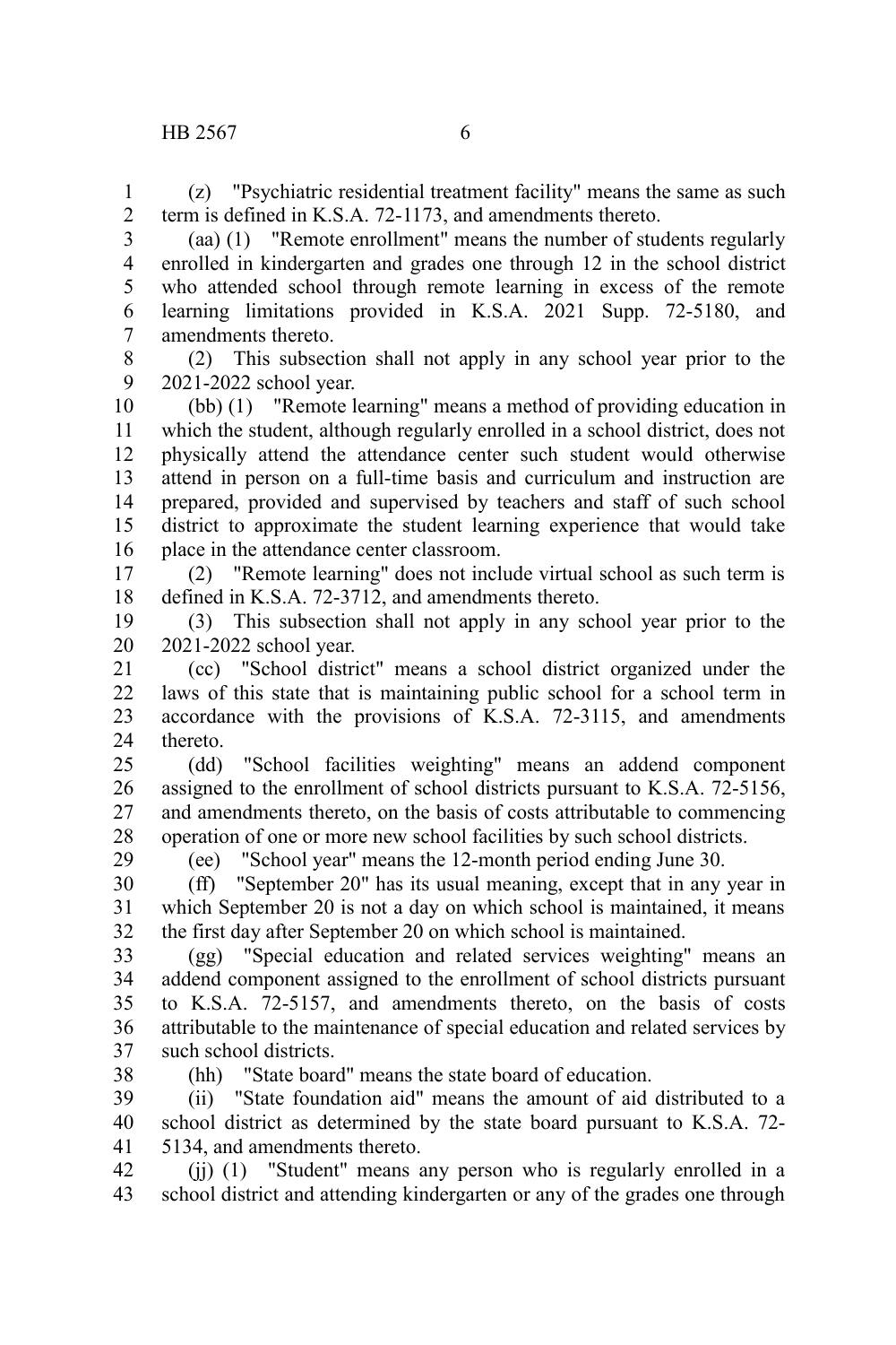(z) "Psychiatric residential treatment facility" means the same as such term is defined in K.S.A. 72-1173, and amendments thereto.

(aa) (1) "Remote enrollment" means the number of students regularly enrolled in kindergarten and grades one through 12 in the school district who attended school through remote learning in excess of the remote learning limitations provided in K.S.A. 2021 Supp. 72-5180, and amendments thereto.

(2) This subsection shall not apply in any school year prior to the 2021-2022 school year.

(bb) (1) "Remote learning" means a method of providing education in which the student, although regularly enrolled in a school district, does not physically attend the attendance center such student would otherwise attend in person on a full-time basis and curriculum and instruction are prepared, provided and supervised by teachers and staff of such school district to approximate the student learning experience that would take place in the attendance center classroom.

(2) "Remote learning" does not include virtual school as such term is defined in K.S.A. 72-3712, and amendments thereto.

(3) This subsection shall not apply in any school year prior to the 2021-2022 school year.

(cc) "School district" means a school district organized under the laws of this state that is maintaining public school for a school term in accordance with the provisions of K.S.A. 72-3115, and amendments thereto.

(dd) "School facilities weighting" means an addend component assigned to the enrollment of school districts pursuant to K.S.A. 72-5156, and amendments thereto, on the basis of costs attributable to commencing operation of one or more new school facilities by such school districts.

(ee) "School year" means the 12-month period ending June 30.

(ff) "September 20" has its usual meaning, except that in any year in which September 20 is not a day on which school is maintained, it means the first day after September 20 on which school is maintained.

(gg) "Special education and related services weighting" means an addend component assigned to the enrollment of school districts pursuant to K.S.A. 72-5157, and amendments thereto, on the basis of costs attributable to the maintenance of special education and related services by such school districts.

(hh) "State board" means the state board of education.

(ii) "State foundation aid" means the amount of aid distributed to a school district as determined by the state board pursuant to K.S.A. 72-5134, and amendments thereto.

(jj) (1) "Student" means any person who is regularly enrolled in a school district and attending kindergarten or any of the grades one through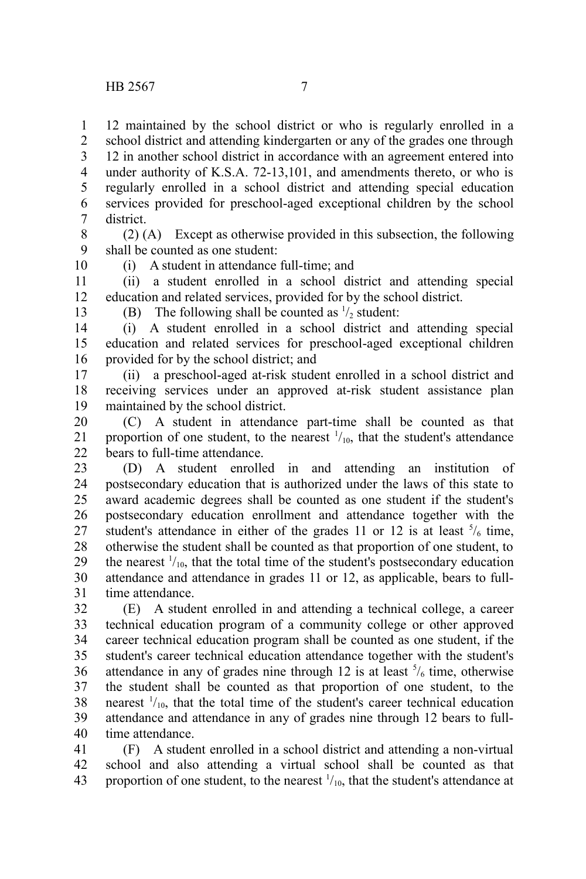12 maintained by the school district or who is regularly enrolled in a school district and attending kindergarten or any of the grades one through 12 in another school district in accordance with an agreement entered into under authority of K.S.A. 72-13,101, and amendments thereto, or who is regularly enrolled in a school district and attending special education services provided for preschool-aged exceptional children by the school district.

(2) (A) Except as otherwise provided in this subsection, the following shall be counted as one student:

(i) A student in attendance full-time; and

(ii) a student enrolled in a school district and attending special education and related services, provided for by the school district.

(B) The following shall be counted as $^1/_2$ student:

(i) A student enrolled in a school district and attending special education and related services for preschool-aged exceptional children provided for by the school district; and

(ii) a preschool-aged at-risk student enrolled in a school district and receiving services under an approved at-risk student assistance plan maintained by the school district.

(C) A student in attendance part-time shall be counted as that proportion of one student, to the nearest $^1/_{10}$, that the student's attendance bears to full-time attendance.

(D) A student enrolled in and attending an institution of postsecondary education that is authorized under the laws of this state to award academic degrees shall be counted as one student if the student's postsecondary education enrollment and attendance together with the student's attendance in either of the grades 11 or 12 is at least $^5/_6$ time, otherwise the student shall be counted as that proportion of one student, to the nearest $^1/_{10}$, that the total time of the student's postsecondary education attendance and attendance in grades 11 or 12, as applicable, bears to full-time attendance.

(E) A student enrolled in and attending a technical college, a career technical education program of a community college or other approved career technical education program shall be counted as one student, if the student's career technical education attendance together with the student's attendance in any of grades nine through 12 is at least $^5/_6$ time, otherwise the student shall be counted as that proportion of one student, to the nearest $^1/_{10}$, that the total time of the student's career technical education attendance and attendance in any of grades nine through 12 bears to full-time attendance.

(F) A student enrolled in a school district and attending a non-virtual school and also attending a virtual school shall be counted as that proportion of one student, to the nearest $^1/_{10}$, that the student's attendance at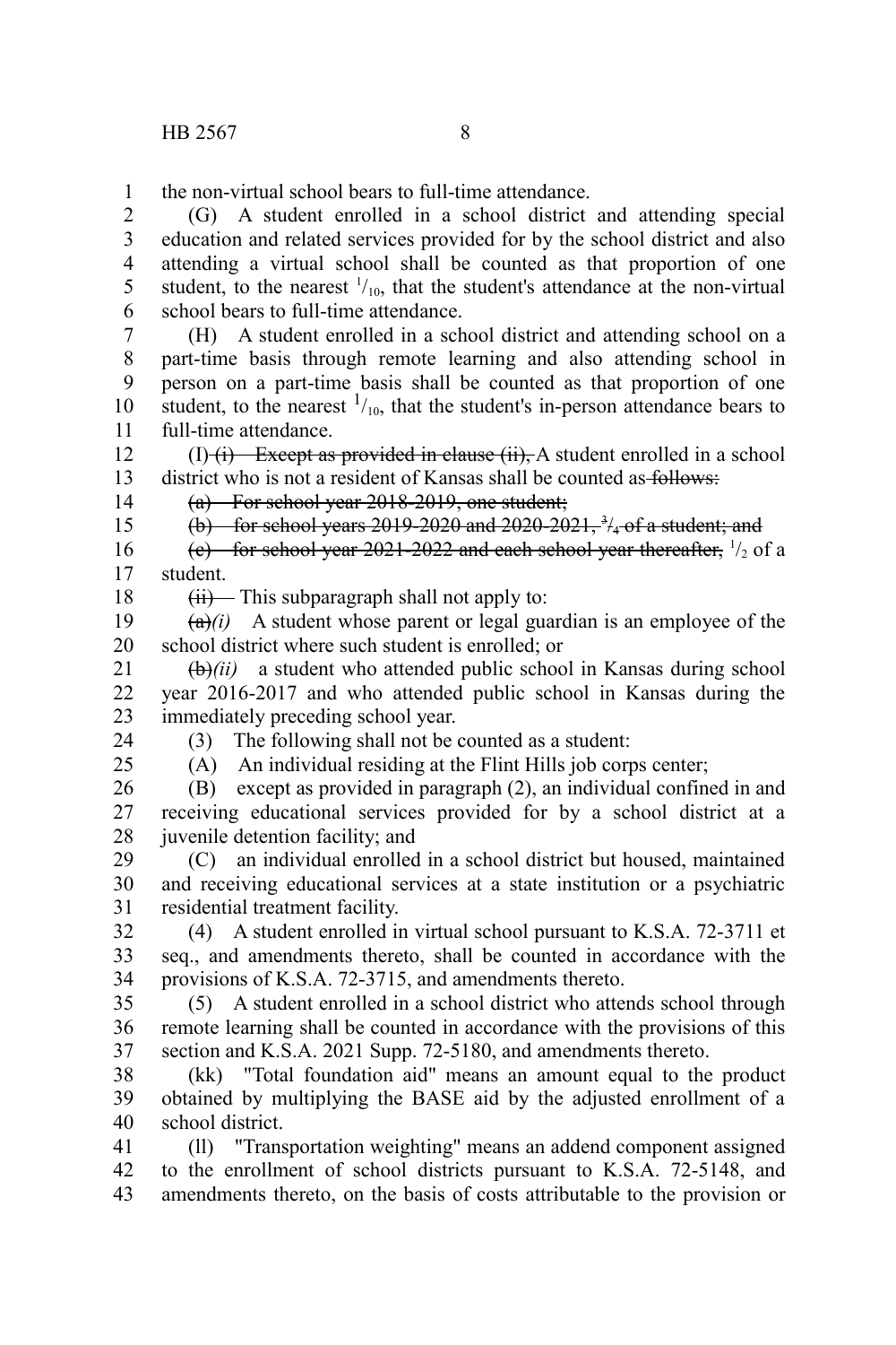the non-virtual school bears to full-time attendance.

(G) A student enrolled in a school district and attending special education and related services provided for by the school district and also attending a virtual school shall be counted as that proportion of one student, to the nearest $^{1}/_{10}$, that the student's attendance at the non-virtual school bears to full-time attendance.

(H) A student enrolled in a school district and attending school on a part-time basis through remote learning and also attending school in person on a part-time basis shall be counted as that proportion of one student, to the nearest $^{1}/_{10}$, that the student's in-person attendance bears to full-time attendance.

(I) ~~(i) Except as provided in clause (ii),~~ A student enrolled in a school district who is not a resident of Kansas shall be counted as ~~follows:~~

~~(a) For school year 2018-2019, one student;~~

~~(b) for school years 2019-2020 and 2020-2021, $^{3}/_{4}$ of a student; and~~

~~(c) for school year 2021-2022 and each school year thereafter,~~ $^{1}/_{2}$ of a student.

~~(ii)~~ This subparagraph shall not apply to:

~~(a)~~*(i)* A student whose parent or legal guardian is an employee of the school district where such student is enrolled; or

~~(b)~~*(ii)* a student who attended public school in Kansas during school year 2016-2017 and who attended public school in Kansas during the immediately preceding school year.

(3) The following shall not be counted as a student:

(A) An individual residing at the Flint Hills job corps center;

(B) except as provided in paragraph (2), an individual confined in and receiving educational services provided for by a school district at a juvenile detention facility; and

(C) an individual enrolled in a school district but housed, maintained and receiving educational services at a state institution or a psychiatric residential treatment facility.

(4) A student enrolled in virtual school pursuant to K.S.A. 72-3711 et seq., and amendments thereto, shall be counted in accordance with the provisions of K.S.A. 72-3715, and amendments thereto.

(5) A student enrolled in a school district who attends school through remote learning shall be counted in accordance with the provisions of this section and K.S.A. 2021 Supp. 72-5180, and amendments thereto.

(kk) "Total foundation aid" means an amount equal to the product obtained by multiplying the BASE aid by the adjusted enrollment of a school district.

(ll) "Transportation weighting" means an addend component assigned to the enrollment of school districts pursuant to K.S.A. 72-5148, and amendments thereto, on the basis of costs attributable to the provision or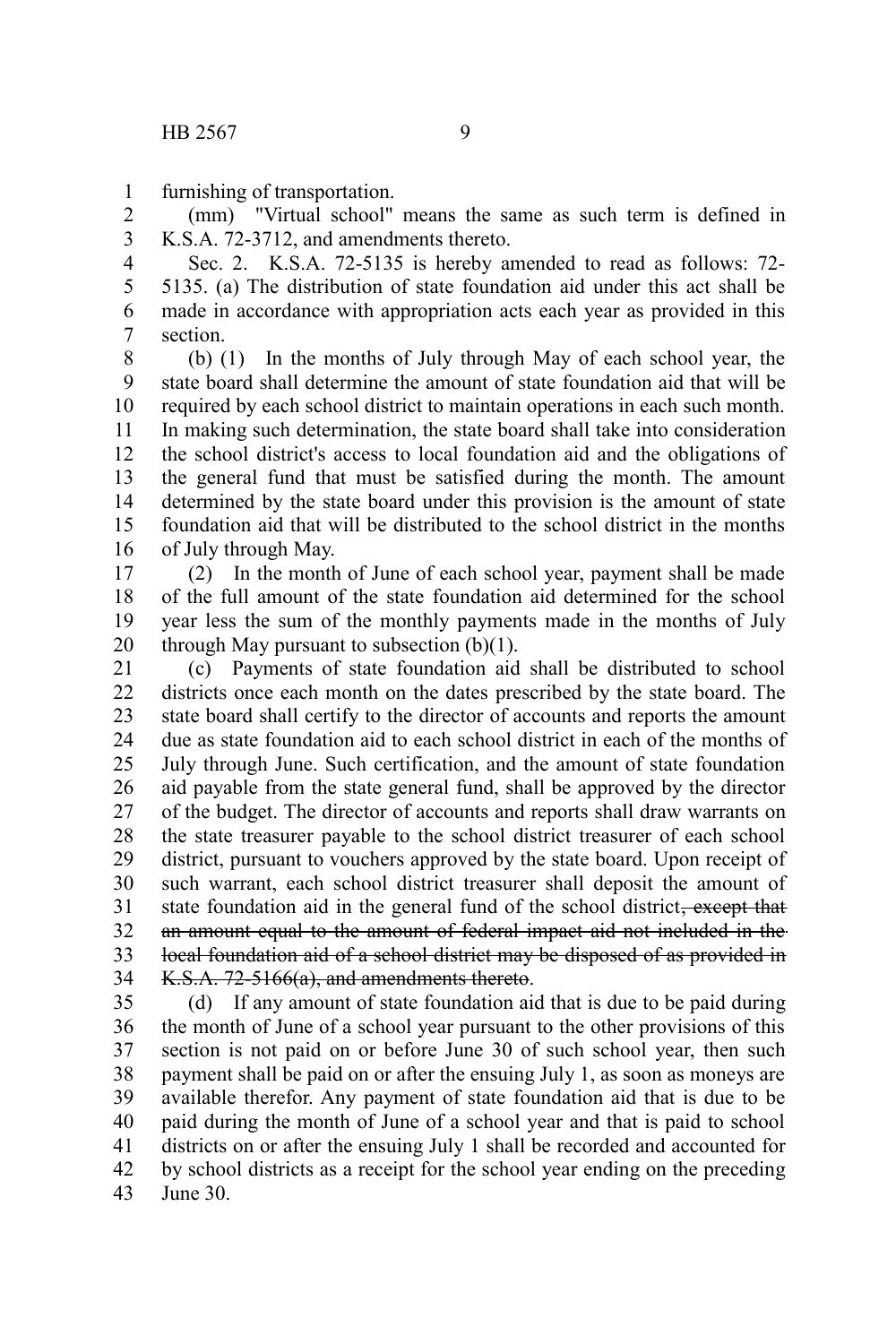furnishing of transportation.

(mm) "Virtual school" means the same as such term is defined in K.S.A. 72-3712, and amendments thereto.

Sec. 2. K.S.A. 72-5135 is hereby amended to read as follows: 72-5135. (a) The distribution of state foundation aid under this act shall be made in accordance with appropriation acts each year as provided in this section.

(b) (1) In the months of July through May of each school year, the state board shall determine the amount of state foundation aid that will be required by each school district to maintain operations in each such month. In making such determination, the state board shall take into consideration the school district's access to local foundation aid and the obligations of the general fund that must be satisfied during the month. The amount determined by the state board under this provision is the amount of state foundation aid that will be distributed to the school district in the months of July through May.

(2) In the month of June of each school year, payment shall be made of the full amount of the state foundation aid determined for the school year less the sum of the monthly payments made in the months of July through May pursuant to subsection (b)(1).

(c) Payments of state foundation aid shall be distributed to school districts once each month on the dates prescribed by the state board. The state board shall certify to the director of accounts and reports the amount due as state foundation aid to each school district in each of the months of July through June. Such certification, and the amount of state foundation aid payable from the state general fund, shall be approved by the director of the budget. The director of accounts and reports shall draw warrants on the state treasurer payable to the school district treasurer of each school district, pursuant to vouchers approved by the state board. Upon receipt of such warrant, each school district treasurer shall deposit the amount of state foundation aid in the general fund of the school district~~, except that an amount equal to the amount of federal impact aid not included in the local foundation aid of a school district may be disposed of as provided in K.S.A. 72-5166(a), and amendments thereto~~.

(d) If any amount of state foundation aid that is due to be paid during the month of June of a school year pursuant to the other provisions of this section is not paid on or before June 30 of such school year, then such payment shall be paid on or after the ensuing July 1, as soon as moneys are available therefor. Any payment of state foundation aid that is due to be paid during the month of June of a school year and that is paid to school districts on or after the ensuing July 1 shall be recorded and accounted for by school districts as a receipt for the school year ending on the preceding June 30.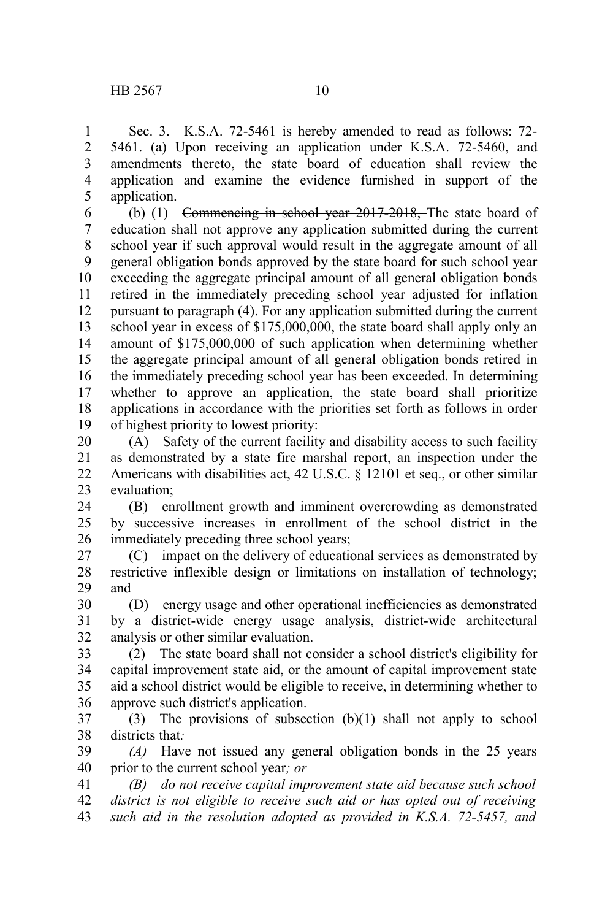Sec. 3. K.S.A. 72-5461 is hereby amended to read as follows: 72-5461. (a) Upon receiving an application under K.S.A. 72-5460, and amendments thereto, the state board of education shall review the application and examine the evidence furnished in support of the application.

(b) (1) ~~Commencing in school year 2017-2018,~~ The state board of education shall not approve any application submitted during the current school year if such approval would result in the aggregate amount of all general obligation bonds approved by the state board for such school year exceeding the aggregate principal amount of all general obligation bonds retired in the immediately preceding school year adjusted for inflation pursuant to paragraph (4). For any application submitted during the current school year in excess of $175,000,000, the state board shall apply only an amount of $175,000,000 of such application when determining whether the aggregate principal amount of all general obligation bonds retired in the immediately preceding school year has been exceeded. In determining whether to approve an application, the state board shall prioritize applications in accordance with the priorities set forth as follows in order of highest priority to lowest priority:

(A) Safety of the current facility and disability access to such facility as demonstrated by a state fire marshal report, an inspection under the Americans with disabilities act, 42 U.S.C. § 12101 et seq., or other similar evaluation;

(B) enrollment growth and imminent overcrowding as demonstrated by successive increases in enrollment of the school district in the immediately preceding three school years;

(C) impact on the delivery of educational services as demonstrated by restrictive inflexible design or limitations on installation of technology; and

(D) energy usage and other operational inefficiencies as demonstrated by a district-wide energy usage analysis, district-wide architectural analysis or other similar evaluation.

(2) The state board shall not consider a school district's eligibility for capital improvement state aid, or the amount of capital improvement state aid a school district would be eligible to receive, in determining whether to approve such district's application.

(3) The provisions of subsection (b)(1) shall not apply to school districts that*:*

*(A)* Have not issued any general obligation bonds in the 25 years prior to the current school year*; or*

*(B) do not receive capital improvement state aid because such school district is not eligible to receive such aid or has opted out of receiving such aid in the resolution adopted as provided in K.S.A. 72-5457, and*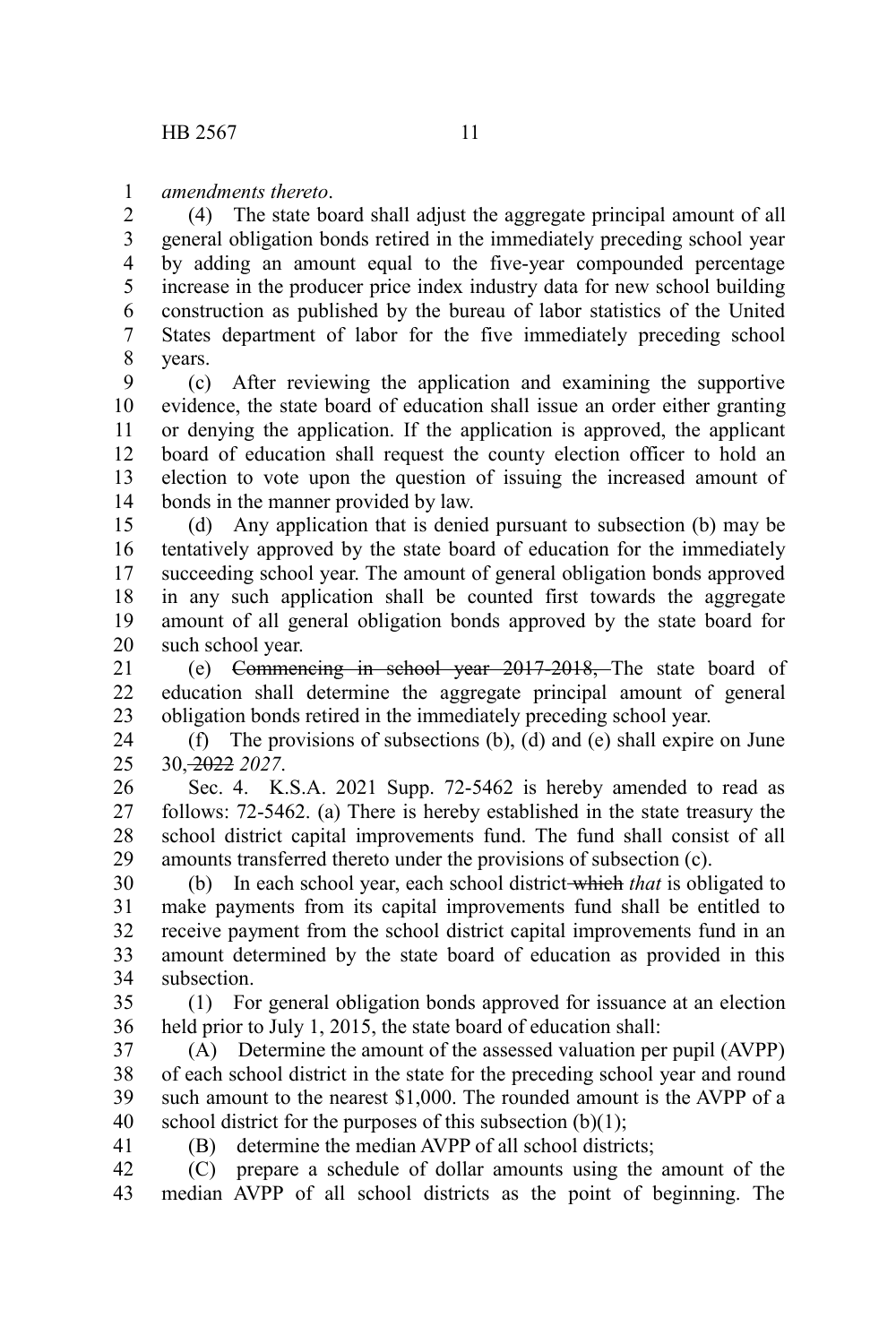*amendments thereto*.

(4) The state board shall adjust the aggregate principal amount of all general obligation bonds retired in the immediately preceding school year by adding an amount equal to the five-year compounded percentage increase in the producer price index industry data for new school building construction as published by the bureau of labor statistics of the United States department of labor for the five immediately preceding school years.

(c) After reviewing the application and examining the supportive evidence, the state board of education shall issue an order either granting or denying the application. If the application is approved, the applicant board of education shall request the county election officer to hold an election to vote upon the question of issuing the increased amount of bonds in the manner provided by law.

(d) Any application that is denied pursuant to subsection (b) may be tentatively approved by the state board of education for the immediately succeeding school year. The amount of general obligation bonds approved in any such application shall be counted first towards the aggregate amount of all general obligation bonds approved by the state board for such school year.

(e) ~~Commencing in school year 2017-2018,~~ The state board of education shall determine the aggregate principal amount of general obligation bonds retired in the immediately preceding school year.

(f) The provisions of subsections (b), (d) and (e) shall expire on June 30, ~~2022~~ *2027*.

Sec. 4. K.S.A. 2021 Supp. 72-5462 is hereby amended to read as follows: 72-5462. (a) There is hereby established in the state treasury the school district capital improvements fund. The fund shall consist of all amounts transferred thereto under the provisions of subsection (c).

(b) In each school year, each school district ~~which~~ *that* is obligated to make payments from its capital improvements fund shall be entitled to receive payment from the school district capital improvements fund in an amount determined by the state board of education as provided in this subsection.

(1) For general obligation bonds approved for issuance at an election held prior to July 1, 2015, the state board of education shall:

(A) Determine the amount of the assessed valuation per pupil (AVPP) of each school district in the state for the preceding school year and round such amount to the nearest $1,000. The rounded amount is the AVPP of a school district for the purposes of this subsection (b)(1);

(B) determine the median AVPP of all school districts;

(C) prepare a schedule of dollar amounts using the amount of the median AVPP of all school districts as the point of beginning. The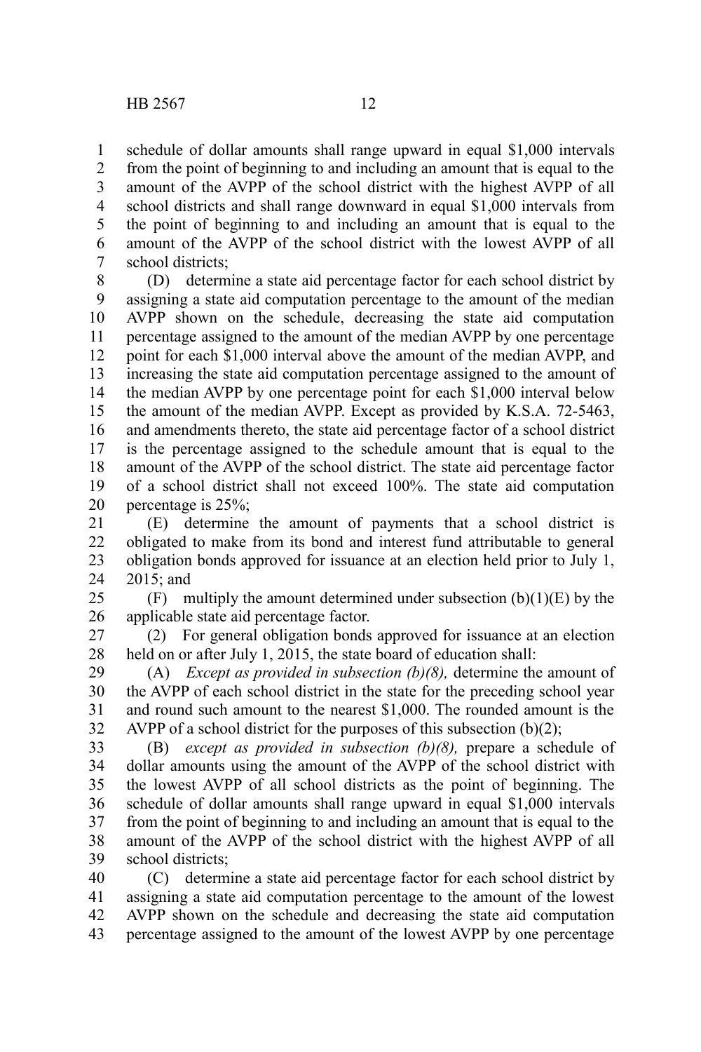schedule of dollar amounts shall range upward in equal $1,000 intervals from the point of beginning to and including an amount that is equal to the amount of the AVPP of the school district with the highest AVPP of all school districts and shall range downward in equal $1,000 intervals from the point of beginning to and including an amount that is equal to the amount of the AVPP of the school district with the lowest AVPP of all school districts;

(D) determine a state aid percentage factor for each school district by assigning a state aid computation percentage to the amount of the median AVPP shown on the schedule, decreasing the state aid computation percentage assigned to the amount of the median AVPP by one percentage point for each $1,000 interval above the amount of the median AVPP, and increasing the state aid computation percentage assigned to the amount of the median AVPP by one percentage point for each $1,000 interval below the amount of the median AVPP. Except as provided by K.S.A. 72-5463, and amendments thereto, the state aid percentage factor of a school district is the percentage assigned to the schedule amount that is equal to the amount of the AVPP of the school district. The state aid percentage factor of a school district shall not exceed 100%. The state aid computation percentage is 25%;

(E) determine the amount of payments that a school district is obligated to make from its bond and interest fund attributable to general obligation bonds approved for issuance at an election held prior to July 1, 2015; and

(F) multiply the amount determined under subsection (b)(1)(E) by the applicable state aid percentage factor.

(2) For general obligation bonds approved for issuance at an election held on or after July 1, 2015, the state board of education shall:

(A) *Except as provided in subsection (b)(8),* determine the amount of the AVPP of each school district in the state for the preceding school year and round such amount to the nearest $1,000. The rounded amount is the AVPP of a school district for the purposes of this subsection (b)(2);

(B) *except as provided in subsection (b)(8),* prepare a schedule of dollar amounts using the amount of the AVPP of the school district with the lowest AVPP of all school districts as the point of beginning. The schedule of dollar amounts shall range upward in equal $1,000 intervals from the point of beginning to and including an amount that is equal to the amount of the AVPP of the school district with the highest AVPP of all school districts;

(C) determine a state aid percentage factor for each school district by assigning a state aid computation percentage to the amount of the lowest AVPP shown on the schedule and decreasing the state aid computation percentage assigned to the amount of the lowest AVPP by one percentage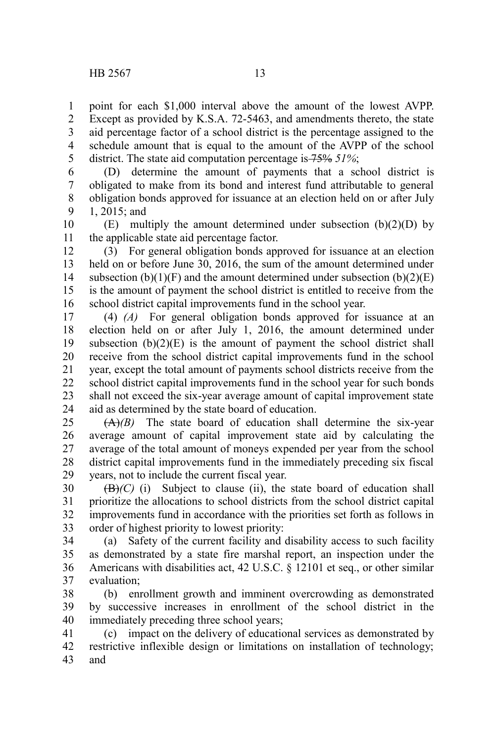point for each $1,000 interval above the amount of the lowest AVPP. Except as provided by K.S.A. 72-5463, and amendments thereto, the state aid percentage factor of a school district is the percentage assigned to the schedule amount that is equal to the amount of the AVPP of the school district. The state aid computation percentage is ~~75%~~ *51%*;

(D) determine the amount of payments that a school district is obligated to make from its bond and interest fund attributable to general obligation bonds approved for issuance at an election held on or after July 1, 2015; and

(E) multiply the amount determined under subsection (b)(2)(D) by the applicable state aid percentage factor.

(3) For general obligation bonds approved for issuance at an election held on or before June 30, 2016, the sum of the amount determined under subsection (b)(1)(F) and the amount determined under subsection (b)(2)(E) is the amount of payment the school district is entitled to receive from the school district capital improvements fund in the school year.

(4) *(A)* For general obligation bonds approved for issuance at an election held on or after July 1, 2016, the amount determined under subsection (b)(2)(E) is the amount of payment the school district shall receive from the school district capital improvements fund in the school year, except the total amount of payments school districts receive from the school district capital improvements fund in the school year for such bonds shall not exceed the six-year average amount of capital improvement state aid as determined by the state board of education.

~~(A)~~*(B)* The state board of education shall determine the six-year average amount of capital improvement state aid by calculating the average of the total amount of moneys expended per year from the school district capital improvements fund in the immediately preceding six fiscal years, not to include the current fiscal year.

~~(B)~~*(C)* (i) Subject to clause (ii), the state board of education shall prioritize the allocations to school districts from the school district capital improvements fund in accordance with the priorities set forth as follows in order of highest priority to lowest priority:

(a) Safety of the current facility and disability access to such facility as demonstrated by a state fire marshal report, an inspection under the Americans with disabilities act, 42 U.S.C. § 12101 et seq., or other similar evaluation;

(b) enrollment growth and imminent overcrowding as demonstrated by successive increases in enrollment of the school district in the immediately preceding three school years;

(c) impact on the delivery of educational services as demonstrated by restrictive inflexible design or limitations on installation of technology; and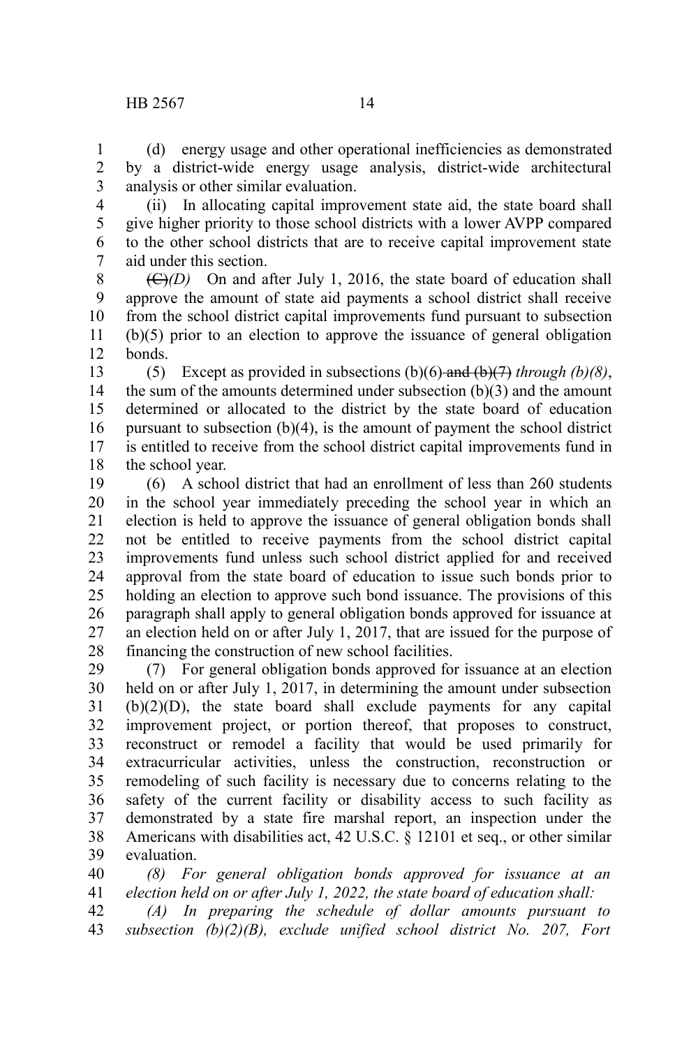(d) energy usage and other operational inefficiencies as demonstrated by a district-wide energy usage analysis, district-wide architectural analysis or other similar evaluation.

(ii) In allocating capital improvement state aid, the state board shall give higher priority to those school districts with a lower AVPP compared to the other school districts that are to receive capital improvement state aid under this section.

~~(C)~~*(D)* On and after July 1, 2016, the state board of education shall approve the amount of state aid payments a school district shall receive from the school district capital improvements fund pursuant to subsection (b)(5) prior to an election to approve the issuance of general obligation bonds.

(5) Except as provided in subsections (b)(6) ~~and (b)(7)~~ *through (b)(8)*, the sum of the amounts determined under subsection (b)(3) and the amount determined or allocated to the district by the state board of education pursuant to subsection (b)(4), is the amount of payment the school district is entitled to receive from the school district capital improvements fund in the school year.

(6) A school district that had an enrollment of less than 260 students in the school year immediately preceding the school year in which an election is held to approve the issuance of general obligation bonds shall not be entitled to receive payments from the school district capital improvements fund unless such school district applied for and received approval from the state board of education to issue such bonds prior to holding an election to approve such bond issuance. The provisions of this paragraph shall apply to general obligation bonds approved for issuance at an election held on or after July 1, 2017, that are issued for the purpose of financing the construction of new school facilities.

(7) For general obligation bonds approved for issuance at an election held on or after July 1, 2017, in determining the amount under subsection (b)(2)(D), the state board shall exclude payments for any capital improvement project, or portion thereof, that proposes to construct, reconstruct or remodel a facility that would be used primarily for extracurricular activities, unless the construction, reconstruction or remodeling of such facility is necessary due to concerns relating to the safety of the current facility or disability access to such facility as demonstrated by a state fire marshal report, an inspection under the Americans with disabilities act, 42 U.S.C. § 12101 et seq., or other similar evaluation.

*(8) For general obligation bonds approved for issuance at an election held on or after July 1, 2022, the state board of education shall:*

*(A) In preparing the schedule of dollar amounts pursuant to subsection (b)(2)(B), exclude unified school district No. 207, Fort*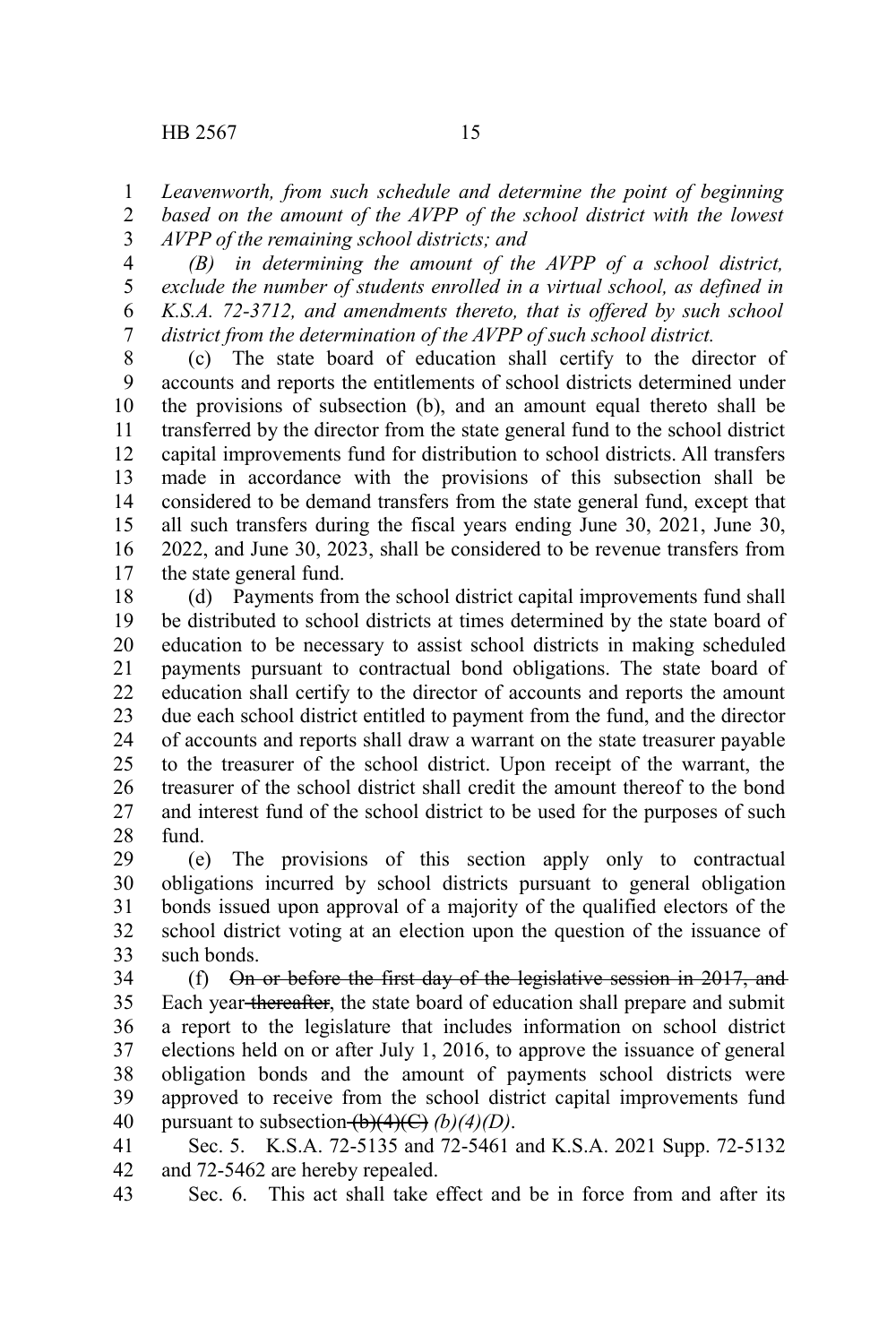*Leavenworth, from such schedule and determine the point of beginning based on the amount of the AVPP of the school district with the lowest AVPP of the remaining school districts; and*

*(B) in determining the amount of the AVPP of a school district, exclude the number of students enrolled in a virtual school, as defined in K.S.A. 72-3712, and amendments thereto, that is offered by such school district from the determination of the AVPP of such school district.*

(c) The state board of education shall certify to the director of accounts and reports the entitlements of school districts determined under the provisions of subsection (b), and an amount equal thereto shall be transferred by the director from the state general fund to the school district capital improvements fund for distribution to school districts. All transfers made in accordance with the provisions of this subsection shall be considered to be demand transfers from the state general fund, except that all such transfers during the fiscal years ending June 30, 2021, June 30, 2022, and June 30, 2023, shall be considered to be revenue transfers from the state general fund.

(d) Payments from the school district capital improvements fund shall be distributed to school districts at times determined by the state board of education to be necessary to assist school districts in making scheduled payments pursuant to contractual bond obligations. The state board of education shall certify to the director of accounts and reports the amount due each school district entitled to payment from the fund, and the director of accounts and reports shall draw a warrant on the state treasurer payable to the treasurer of the school district. Upon receipt of the warrant, the treasurer of the school district shall credit the amount thereof to the bond and interest fund of the school district to be used for the purposes of such fund.

(e) The provisions of this section apply only to contractual obligations incurred by school districts pursuant to general obligation bonds issued upon approval of a majority of the qualified electors of the school district voting at an election upon the question of the issuance of such bonds.

(f) ~~On or before the first day of the legislative session in 2017, and~~ Each year ~~thereafter~~, the state board of education shall prepare and submit a report to the legislature that includes information on school district elections held on or after July 1, 2016, to approve the issuance of general obligation bonds and the amount of payments school districts were approved to receive from the school district capital improvements fund pursuant to subsection ~~(b)(4)(C)~~ *(b)(4)(D)*.

Sec. 5. K.S.A. 72-5135 and 72-5461 and K.S.A. 2021 Supp. 72-5132 and 72-5462 are hereby repealed.

Sec. 6. This act shall take effect and be in force from and after its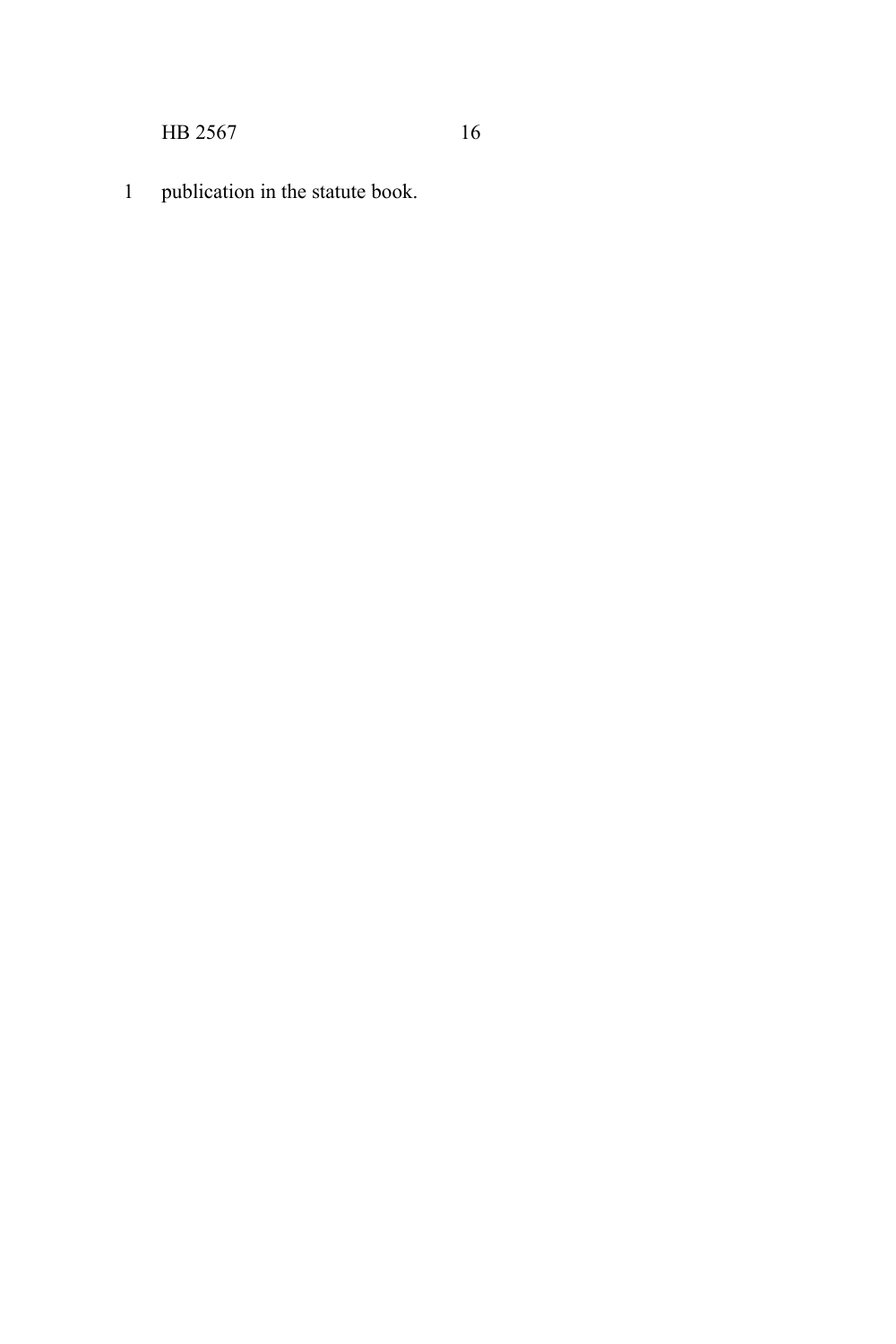publication in the statute book.